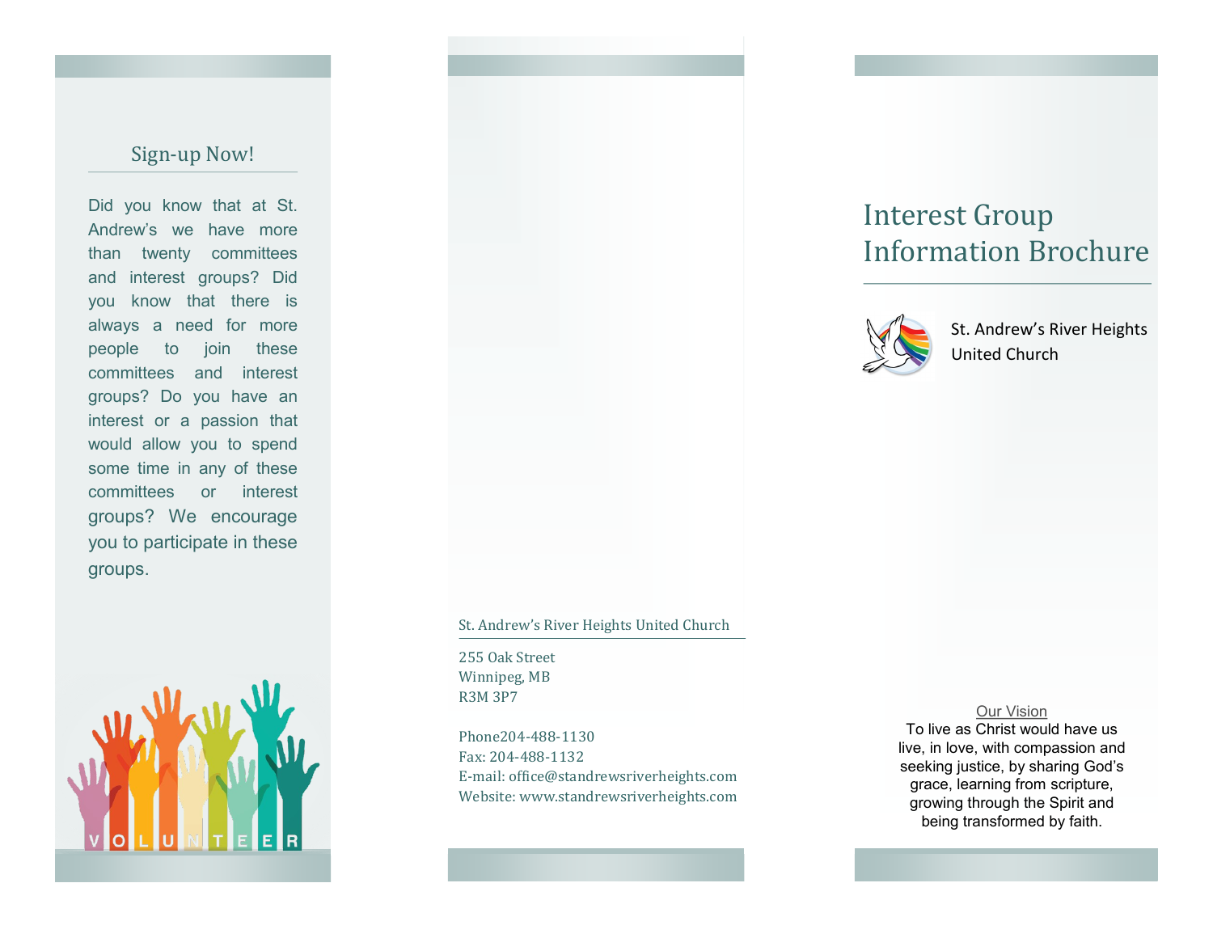## Sign-up Now!

Did you know that at St. Andrew's we have more than twenty committees and interest groups? Did you know that there is always a need for more people to join these committees and interest groups? Do you have an interest or a passion that would allow you to spend some time in any of these committees or interest groups? We encourage you to participate in these groups.

VOLUNTEER

St. Andrew's River Heights United Church

255 Oak Street
Winnipeg, MB
R3M 3P7

Phone204-488-1130
Fax: 204-488-1132
E-mail: office@standrewsriverheights.com
Website: www.standrewsriverheights.com

# Interest Group Information Brochure

St. Andrew's River Heights United Church

Our Vision

To live as Christ would have us live, in love, with compassion and seeking justice, by sharing God's grace, learning from scripture, growing through the Spirit and being transformed by faith.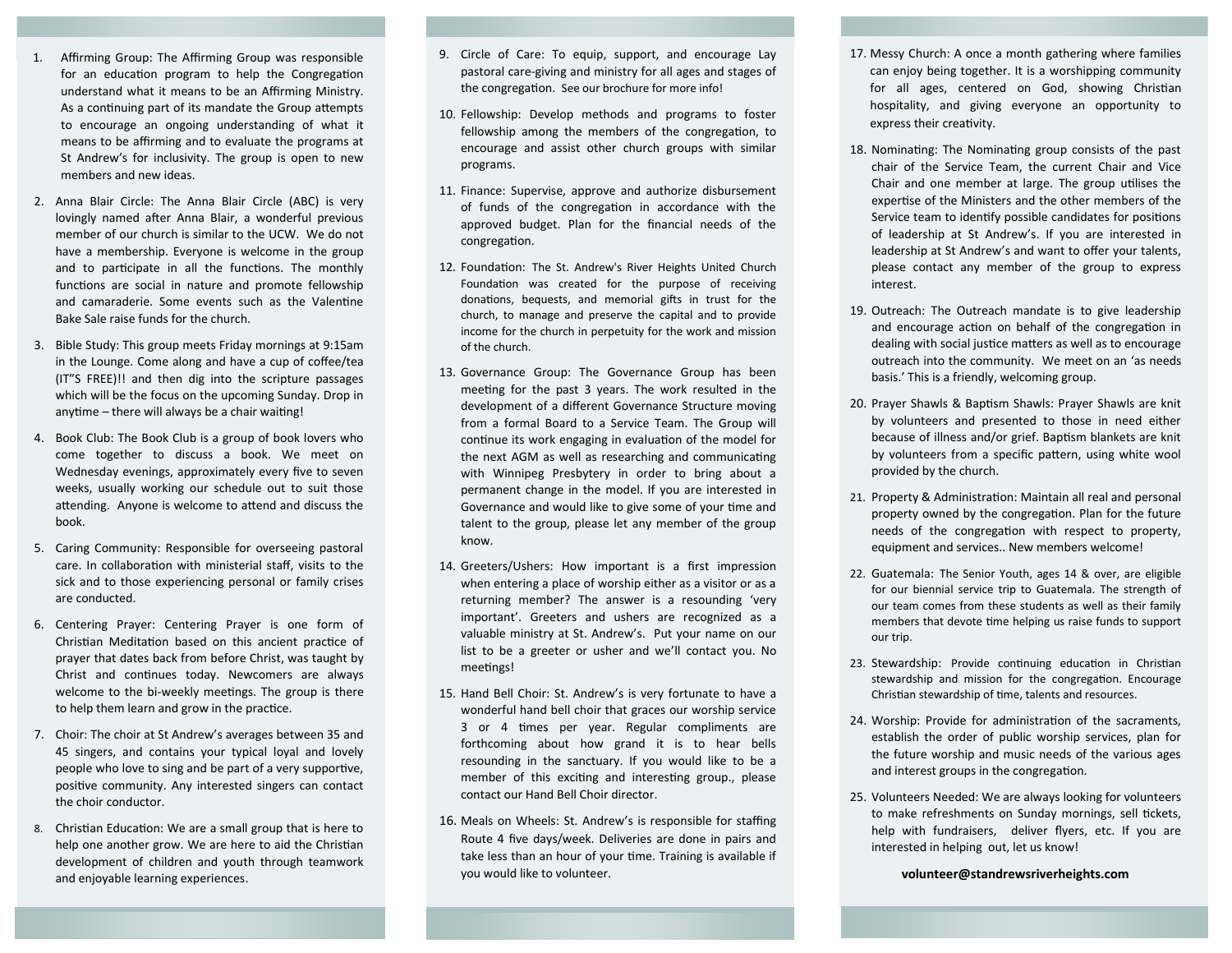1. Affirming Group: The Affirming Group was responsible for an education program to help the Congregation understand what it means to be an Affirming Ministry. As a continuing part of its mandate the Group attempts to encourage an ongoing understanding of what it means to be affirming and to evaluate the programs at St Andrew's for inclusivity. The group is open to new members and new ideas.

2. Anna Blair Circle: The Anna Blair Circle (ABC) is very lovingly named after Anna Blair, a wonderful previous member of our church is similar to the UCW. We do not have a membership. Everyone is welcome in the group and to participate in all the functions. The monthly functions are social in nature and promote fellowship and camaraderie. Some events such as the Valentine Bake Sale raise funds for the church.

3. Bible Study: This group meets Friday mornings at 9:15am in the Lounge. Come along and have a cup of coffee/tea (IT"S FREE)!! and then dig into the scripture passages which will be the focus on the upcoming Sunday. Drop in anytime – there will always be a chair waiting!

4. Book Club: The Book Club is a group of book lovers who come together to discuss a book. We meet on Wednesday evenings, approximately every five to seven weeks, usually working our schedule out to suit those attending. Anyone is welcome to attend and discuss the book.

5. Caring Community: Responsible for overseeing pastoral care. In collaboration with ministerial staff, visits to the sick and to those experiencing personal or family crises are conducted.

6. Centering Prayer: Centering Prayer is one form of Christian Meditation based on this ancient practice of prayer that dates back from before Christ, was taught by Christ and continues today. Newcomers are always welcome to the bi-weekly meetings. The group is there to help them learn and grow in the practice.

7. Choir: The choir at St Andrew's averages between 35 and 45 singers, and contains your typical loyal and lovely people who love to sing and be part of a very supportive, positive community. Any interested singers can contact the choir conductor.

8. Christian Education: We are a small group that is here to help one another grow. We are here to aid the Christian development of children and youth through teamwork and enjoyable learning experiences.

9. Circle of Care: To equip, support, and encourage Lay pastoral care-giving and ministry for all ages and stages of the congregation. See our brochure for more info!

10. Fellowship: Develop methods and programs to foster fellowship among the members of the congregation, to encourage and assist other church groups with similar programs.

11. Finance: Supervise, approve and authorize disbursement of funds of the congregation in accordance with the approved budget. Plan for the financial needs of the congregation.

12. Foundation: The St. Andrew's River Heights United Church Foundation was created for the purpose of receiving donations, bequests, and memorial gifts in trust for the church, to manage and preserve the capital and to provide income for the church in perpetuity for the work and mission of the church.

13. Governance Group: The Governance Group has been meeting for the past 3 years. The work resulted in the development of a different Governance Structure moving from a formal Board to a Service Team. The Group will continue its work engaging in evaluation of the model for the next AGM as well as researching and communicating with Winnipeg Presbytery in order to bring about a permanent change in the model. If you are interested in Governance and would like to give some of your time and talent to the group, please let any member of the group know.

14. Greeters/Ushers: How important is a first impression when entering a place of worship either as a visitor or as a returning member? The answer is a resounding 'very important'. Greeters and ushers are recognized as a valuable ministry at St. Andrew's. Put your name on our list to be a greeter or usher and we'll contact you. No meetings!

15. Hand Bell Choir: St. Andrew's is very fortunate to have a wonderful hand bell choir that graces our worship service 3 or 4 times per year. Regular compliments are forthcoming about how grand it is to hear bells resounding in the sanctuary. If you would like to be a member of this exciting and interesting group., please contact our Hand Bell Choir director.

16. Meals on Wheels: St. Andrew's is responsible for staffing Route 4 five days/week. Deliveries are done in pairs and take less than an hour of your time. Training is available if you would like to volunteer.

17. Messy Church: A once a month gathering where families can enjoy being together. It is a worshipping community for all ages, centered on God, showing Christian hospitality, and giving everyone an opportunity to express their creativity.

18. Nominating: The Nominating group consists of the past chair of the Service Team, the current Chair and Vice Chair and one member at large. The group utilises the expertise of the Ministers and the other members of the Service team to identify possible candidates for positions of leadership at St Andrew's. If you are interested in leadership at St Andrew's and want to offer your talents, please contact any member of the group to express interest.

19. Outreach: The Outreach mandate is to give leadership and encourage action on behalf of the congregation in dealing with social justice matters as well as to encourage outreach into the community. We meet on an 'as needs basis.' This is a friendly, welcoming group.

20. Prayer Shawls & Baptism Shawls: Prayer Shawls are knit by volunteers and presented to those in need either because of illness and/or grief. Baptism blankets are knit by volunteers from a specific pattern, using white wool provided by the church.

21. Property & Administration: Maintain all real and personal property owned by the congregation. Plan for the future needs of the congregation with respect to property, equipment and services.. New members welcome!

22. Guatemala: The Senior Youth, ages 14 & over, are eligible for our biennial service trip to Guatemala. The strength of our team comes from these students as well as their family members that devote time helping us raise funds to support our trip.

23. Stewardship: Provide continuing education in Christian stewardship and mission for the congregation. Encourage Christian stewardship of time, talents and resources.

24. Worship: Provide for administration of the sacraments, establish the order of public worship services, plan for the future worship and music needs of the various ages and interest groups in the congregation.

25. Volunteers Needed: We are always looking for volunteers to make refreshments on Sunday mornings, sell tickets, help with fundraisers, deliver flyers, etc. If you are interested in helping out, let us know!

**volunteer@standrewsriverheights.com**